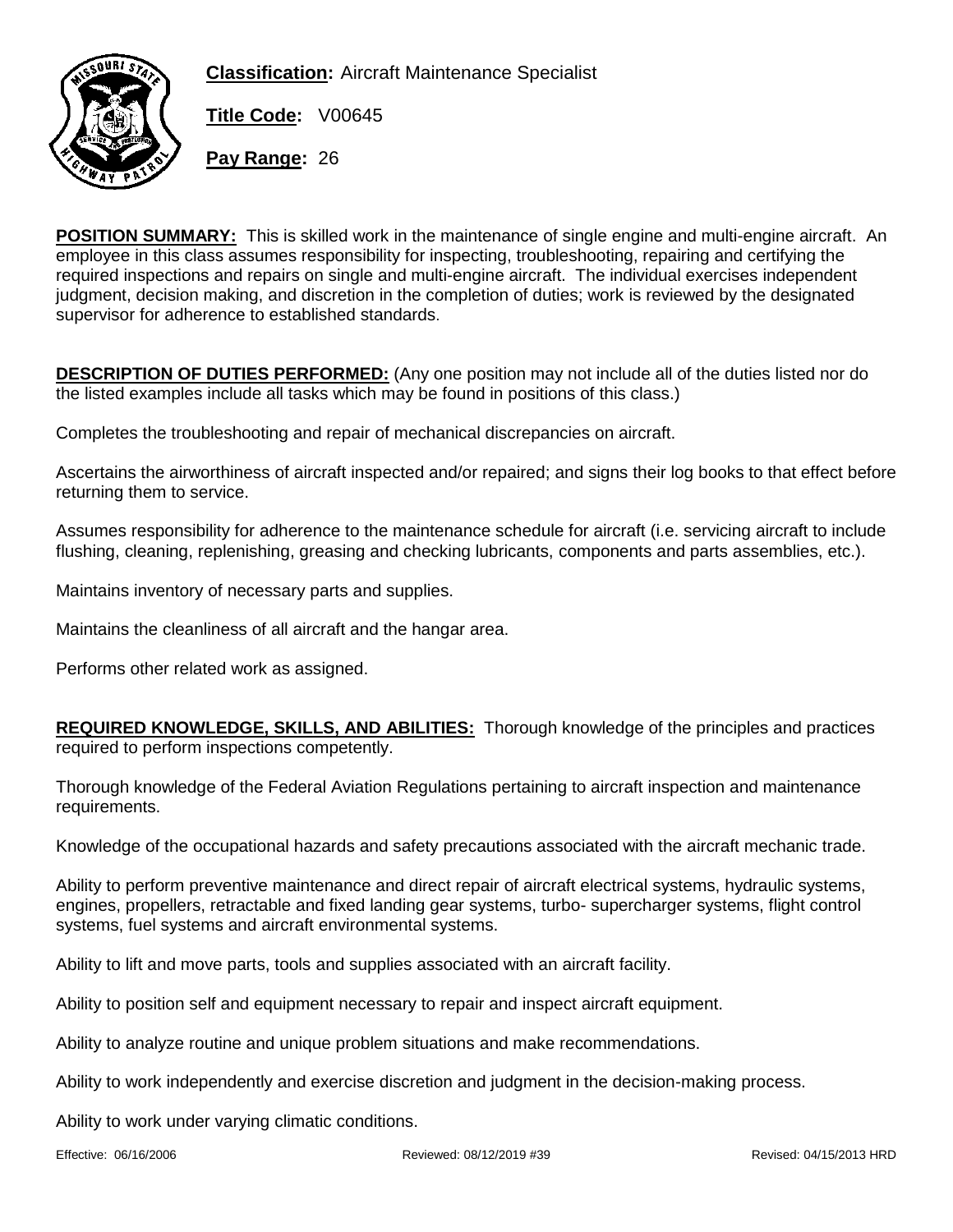**Classification:** Aircraft Maintenance Specialist

**Title Code:** V00645

**Pay Range:** 26

**POSITION SUMMARY:** This is skilled work in the maintenance of single engine and multi-engine aircraft. An employee in this class assumes responsibility for inspecting, troubleshooting, repairing and certifying the required inspections and repairs on single and multi-engine aircraft. The individual exercises independent judgment, decision making, and discretion in the completion of duties; work is reviewed by the designated supervisor for adherence to established standards.

**DESCRIPTION OF DUTIES PERFORMED:** (Any one position may not include all of the duties listed nor do the listed examples include all tasks which may be found in positions of this class.)

Completes the troubleshooting and repair of mechanical discrepancies on aircraft.

Ascertains the airworthiness of aircraft inspected and/or repaired; and signs their log books to that effect before returning them to service.

Assumes responsibility for adherence to the maintenance schedule for aircraft (i.e. servicing aircraft to include flushing, cleaning, replenishing, greasing and checking lubricants, components and parts assemblies, etc.).

Maintains inventory of necessary parts and supplies.

Maintains the cleanliness of all aircraft and the hangar area.

Performs other related work as assigned.

**REQUIRED KNOWLEDGE, SKILLS, AND ABILITIES:** Thorough knowledge of the principles and practices required to perform inspections competently.

Thorough knowledge of the Federal Aviation Regulations pertaining to aircraft inspection and maintenance requirements.

Knowledge of the occupational hazards and safety precautions associated with the aircraft mechanic trade.

Ability to perform preventive maintenance and direct repair of aircraft electrical systems, hydraulic systems, engines, propellers, retractable and fixed landing gear systems, turbo- supercharger systems, flight control systems, fuel systems and aircraft environmental systems.

Ability to lift and move parts, tools and supplies associated with an aircraft facility.

Ability to position self and equipment necessary to repair and inspect aircraft equipment.

Ability to analyze routine and unique problem situations and make recommendations.

Ability to work independently and exercise discretion and judgment in the decision-making process.

Ability to work under varying climatic conditions.

Effective: 06/16/2006 Reviewed: 08/12/2019 #39 Revised: 04/15/2013 HRD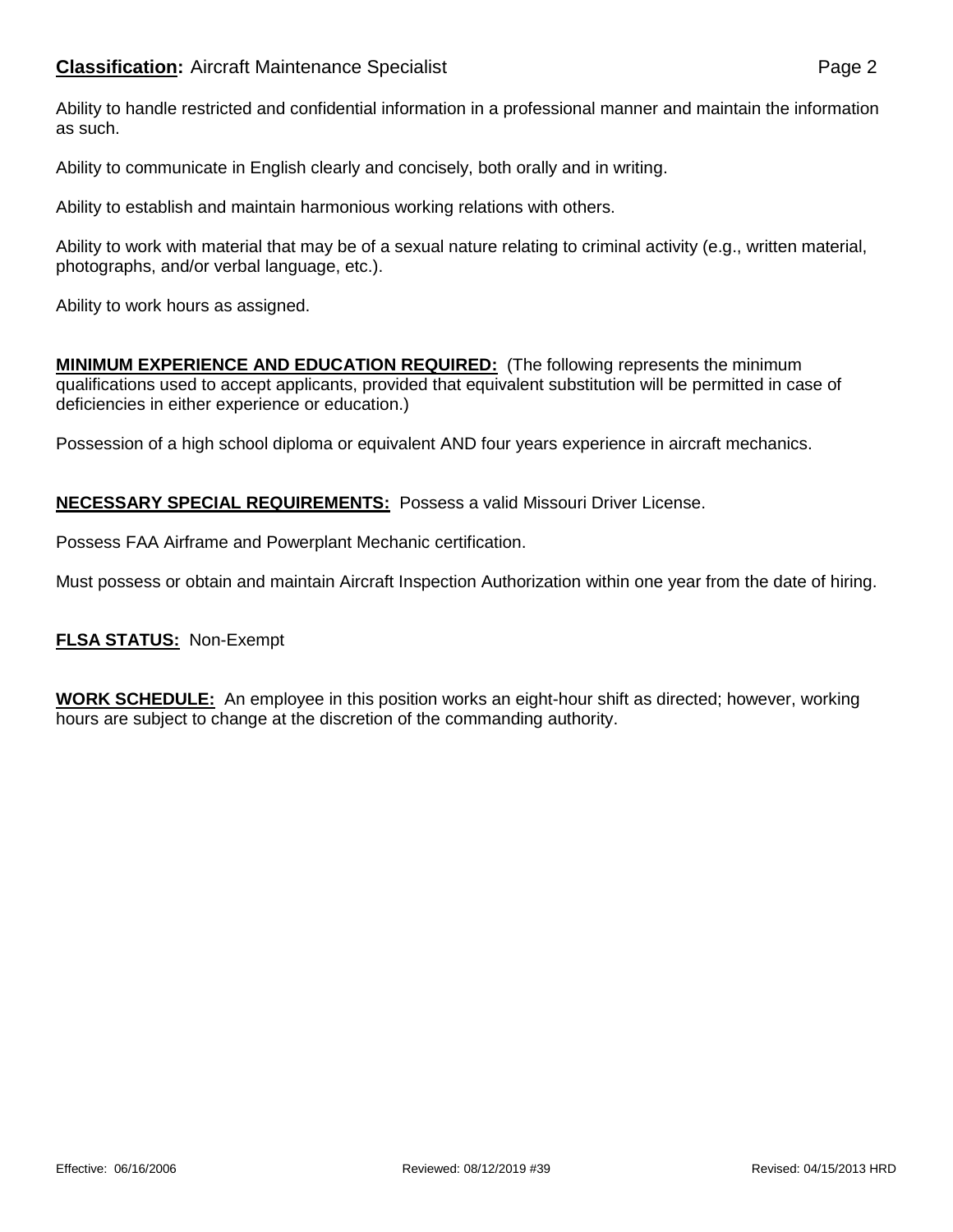Ability to handle restricted and confidential information in a professional manner and maintain the information as such.

Ability to communicate in English clearly and concisely, both orally and in writing.

Ability to establish and maintain harmonious working relations with others.

Ability to work with material that may be of a sexual nature relating to criminal activity (e.g., written material, photographs, and/or verbal language, etc.).

Ability to work hours as assigned.

**MINIMUM EXPERIENCE AND EDUCATION REQUIRED:** (The following represents the minimum qualifications used to accept applicants, provided that equivalent substitution will be permitted in case of deficiencies in either experience or education.)

Possession of a high school diploma or equivalent AND four years experience in aircraft mechanics.

**NECESSARY SPECIAL REQUIREMENTS:** Possess a valid Missouri Driver License.

Possess FAA Airframe and Powerplant Mechanic certification.

Must possess or obtain and maintain Aircraft Inspection Authorization within one year from the date of hiring.

**FLSA STATUS:** Non-Exempt

**WORK SCHEDULE:** An employee in this position works an eight-hour shift as directed; however, working hours are subject to change at the discretion of the commanding authority.

Effective: 06/16/2006 Reviewed: 08/12/2019 #39 Revised: 04/15/2013 HRD